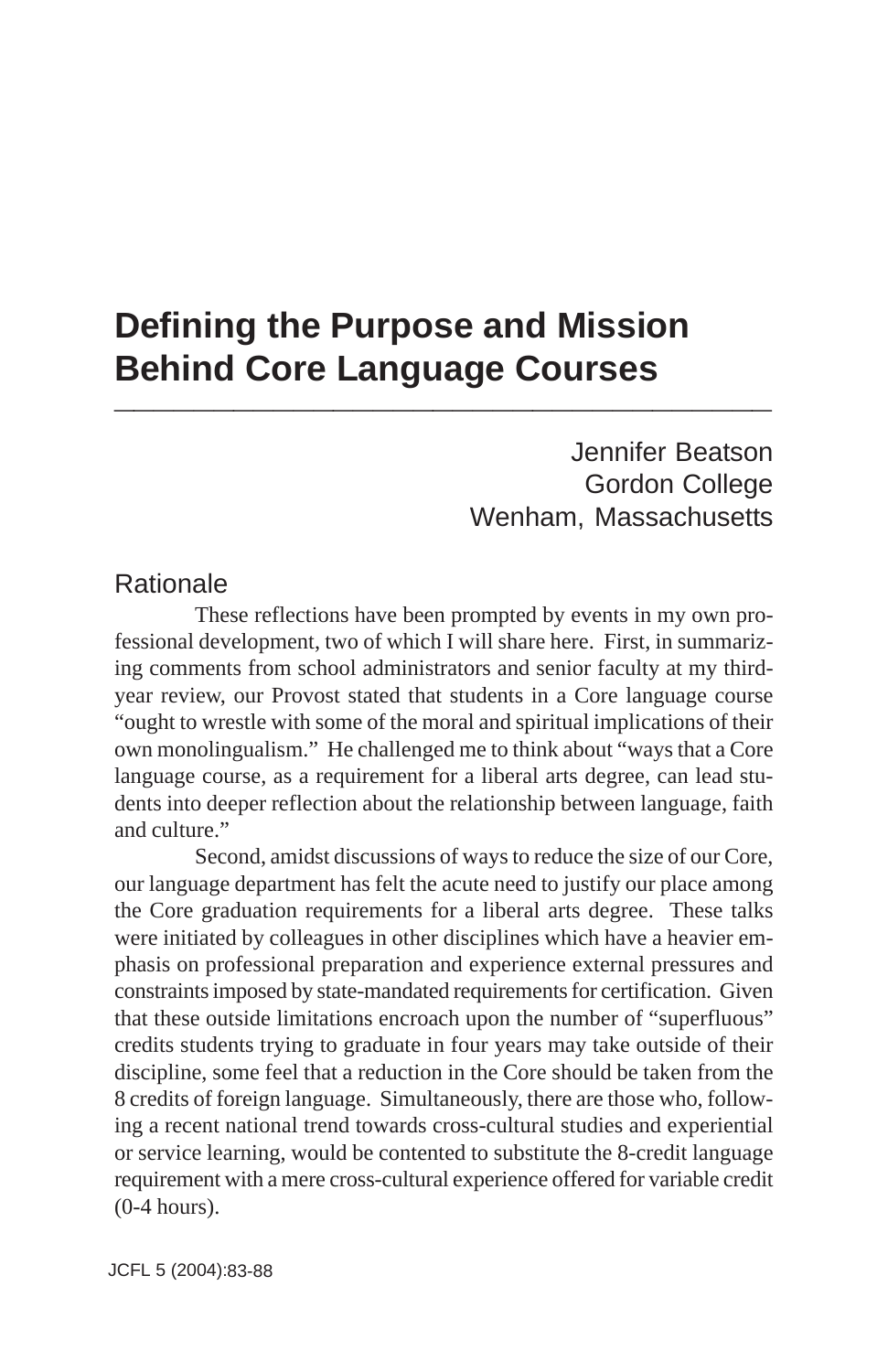# Defining the Purpose and Mission Behind Core Language Courses

Jennifer Beatson
Gordon College
Wenham, Massachusetts

## Rationale

These reflections have been prompted by events in my own professional development, two of which I will share here. First, in summarizing comments from school administrators and senior faculty at my third-year review, our Provost stated that students in a Core language course "ought to wrestle with some of the moral and spiritual implications of their own monolingualism." He challenged me to think about "ways that a Core language course, as a requirement for a liberal arts degree, can lead students into deeper reflection about the relationship between language, faith and culture."

Second, amidst discussions of ways to reduce the size of our Core, our language department has felt the acute need to justify our place among the Core graduation requirements for a liberal arts degree. These talks were initiated by colleagues in other disciplines which have a heavier emphasis on professional preparation and experience external pressures and constraints imposed by state-mandated requirements for certification. Given that these outside limitations encroach upon the number of "superfluous" credits students trying to graduate in four years may take outside of their discipline, some feel that a reduction in the Core should be taken from the 8 credits of foreign language. Simultaneously, there are those who, following a recent national trend towards cross-cultural studies and experiential or service learning, would be contented to substitute the 8-credit language requirement with a mere cross-cultural experience offered for variable credit (0-4 hours).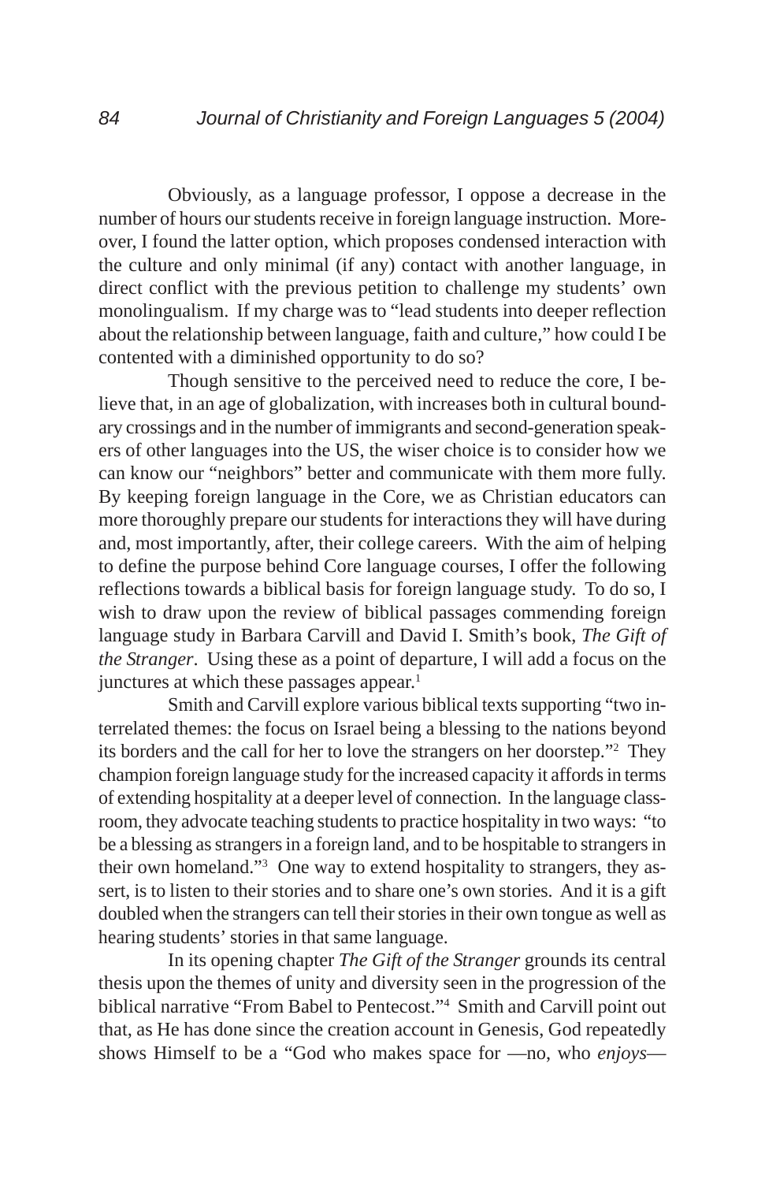Obviously, as a language professor, I oppose a decrease in the number of hours our students receive in foreign language instruction. Moreover, I found the latter option, which proposes condensed interaction with the culture and only minimal (if any) contact with another language, in direct conflict with the previous petition to challenge my students' own monolingualism. If my charge was to "lead students into deeper reflection about the relationship between language, faith and culture," how could I be contented with a diminished opportunity to do so?

Though sensitive to the perceived need to reduce the core, I believe that, in an age of globalization, with increases both in cultural boundary crossings and in the number of immigrants and second-generation speakers of other languages into the US, the wiser choice is to consider how we can know our "neighbors" better and communicate with them more fully. By keeping foreign language in the Core, we as Christian educators can more thoroughly prepare our students for interactions they will have during and, most importantly, after, their college careers. With the aim of helping to define the purpose behind Core language courses, I offer the following reflections towards a biblical basis for foreign language study. To do so, I wish to draw upon the review of biblical passages commending foreign language study in Barbara Carvill and David I. Smith's book, *The Gift of the Stranger*. Using these as a point of departure, I will add a focus on the junctures at which these passages appear.[1]

Smith and Carvill explore various biblical texts supporting "two interrelated themes: the focus on Israel being a blessing to the nations beyond its borders and the call for her to love the strangers on her doorstep."[2] They champion foreign language study for the increased capacity it affords in terms of extending hospitality at a deeper level of connection. In the language classroom, they advocate teaching students to practice hospitality in two ways: "to be a blessing as strangers in a foreign land, and to be hospitable to strangers in their own homeland."[3] One way to extend hospitality to strangers, they assert, is to listen to their stories and to share one's own stories. And it is a gift doubled when the strangers can tell their stories in their own tongue as well as hearing students' stories in that same language.

In its opening chapter *The Gift of the Stranger* grounds its central thesis upon the themes of unity and diversity seen in the progression of the biblical narrative "From Babel to Pentecost."[4] Smith and Carvill point out that, as He has done since the creation account in Genesis, God repeatedly shows Himself to be a "God who makes space for —no, who *enjoys*—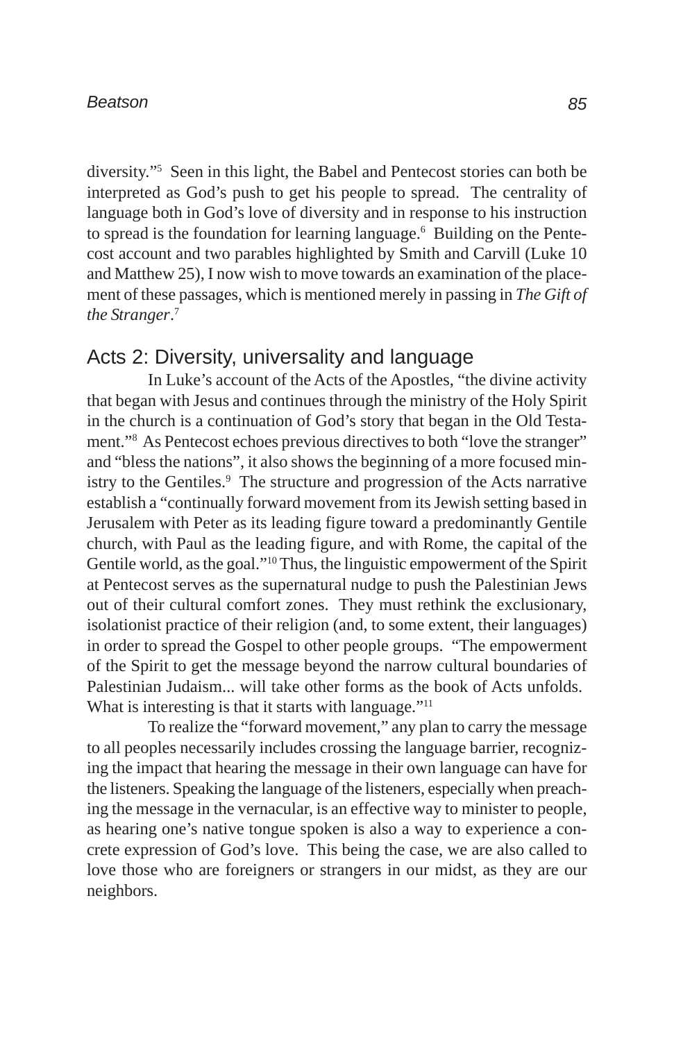diversity."[5] Seen in this light, the Babel and Pentecost stories can both be interpreted as God's push to get his people to spread. The centrality of language both in God's love of diversity and in response to his instruction to spread is the foundation for learning language.[6] Building on the Pentecost account and two parables highlighted by Smith and Carvill (Luke 10 and Matthew 25), I now wish to move towards an examination of the placement of these passages, which is mentioned merely in passing in *The Gift of the Stranger*.[7]

## Acts 2: Diversity, universality and language

In Luke's account of the Acts of the Apostles, "the divine activity that began with Jesus and continues through the ministry of the Holy Spirit in the church is a continuation of God's story that began in the Old Testament."[8] As Pentecost echoes previous directives to both "love the stranger" and "bless the nations", it also shows the beginning of a more focused ministry to the Gentiles.[9] The structure and progression of the Acts narrative establish a "continually forward movement from its Jewish setting based in Jerusalem with Peter as its leading figure toward a predominantly Gentile church, with Paul as the leading figure, and with Rome, the capital of the Gentile world, as the goal."[10] Thus, the linguistic empowerment of the Spirit at Pentecost serves as the supernatural nudge to push the Palestinian Jews out of their cultural comfort zones. They must rethink the exclusionary, isolationist practice of their religion (and, to some extent, their languages) in order to spread the Gospel to other people groups. "The empowerment of the Spirit to get the message beyond the narrow cultural boundaries of Palestinian Judaism... will take other forms as the book of Acts unfolds. What is interesting is that it starts with language."[11]

To realize the "forward movement," any plan to carry the message to all peoples necessarily includes crossing the language barrier, recognizing the impact that hearing the message in their own language can have for the listeners. Speaking the language of the listeners, especially when preaching the message in the vernacular, is an effective way to minister to people, as hearing one's native tongue spoken is also a way to experience a concrete expression of God's love. This being the case, we are also called to love those who are foreigners or strangers in our midst, as they are our neighbors.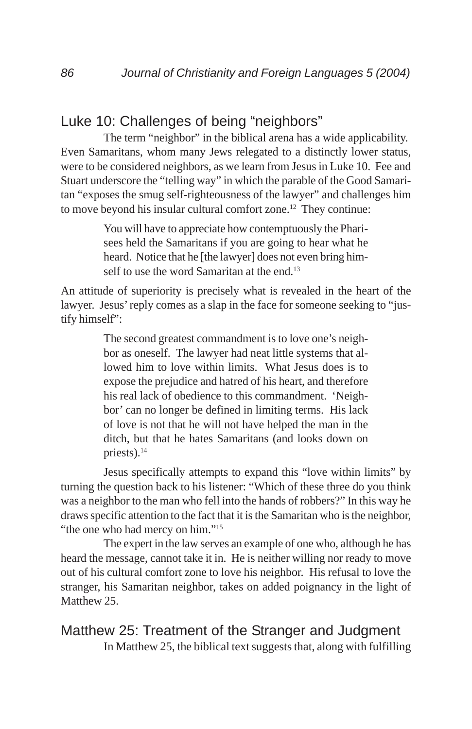## Luke 10: Challenges of being "neighbors"

The term "neighbor" in the biblical arena has a wide applicability. Even Samaritans, whom many Jews relegated to a distinctly lower status, were to be considered neighbors, as we learn from Jesus in Luke 10. Fee and Stuart underscore the "telling way" in which the parable of the Good Samaritan "exposes the smug self-righteousness of the lawyer" and challenges him to move beyond his insular cultural comfort zone.[12] They continue:

> You will have to appreciate how contemptuously the Pharisees held the Samaritans if you are going to hear what he heard. Notice that he [the lawyer] does not even bring himself to use the word Samaritan at the end.[13]

An attitude of superiority is precisely what is revealed in the heart of the lawyer. Jesus' reply comes as a slap in the face for someone seeking to "justify himself":

> The second greatest commandment is to love one's neighbor as oneself. The lawyer had neat little systems that allowed him to love within limits. What Jesus does is to expose the prejudice and hatred of his heart, and therefore his real lack of obedience to this commandment. 'Neighbor' can no longer be defined in limiting terms. His lack of love is not that he will not have helped the man in the ditch, but that he hates Samaritans (and looks down on priests).[14]

Jesus specifically attempts to expand this "love within limits" by turning the question back to his listener: "Which of these three do you think was a neighbor to the man who fell into the hands of robbers?" In this way he draws specific attention to the fact that it is the Samaritan who is the neighbor, "the one who had mercy on him."[15]

The expert in the law serves an example of one who, although he has heard the message, cannot take it in. He is neither willing nor ready to move out of his cultural comfort zone to love his neighbor. His refusal to love the stranger, his Samaritan neighbor, takes on added poignancy in the light of Matthew 25.

## Matthew 25: Treatment of the Stranger and Judgment

In Matthew 25, the biblical text suggests that, along with fulfilling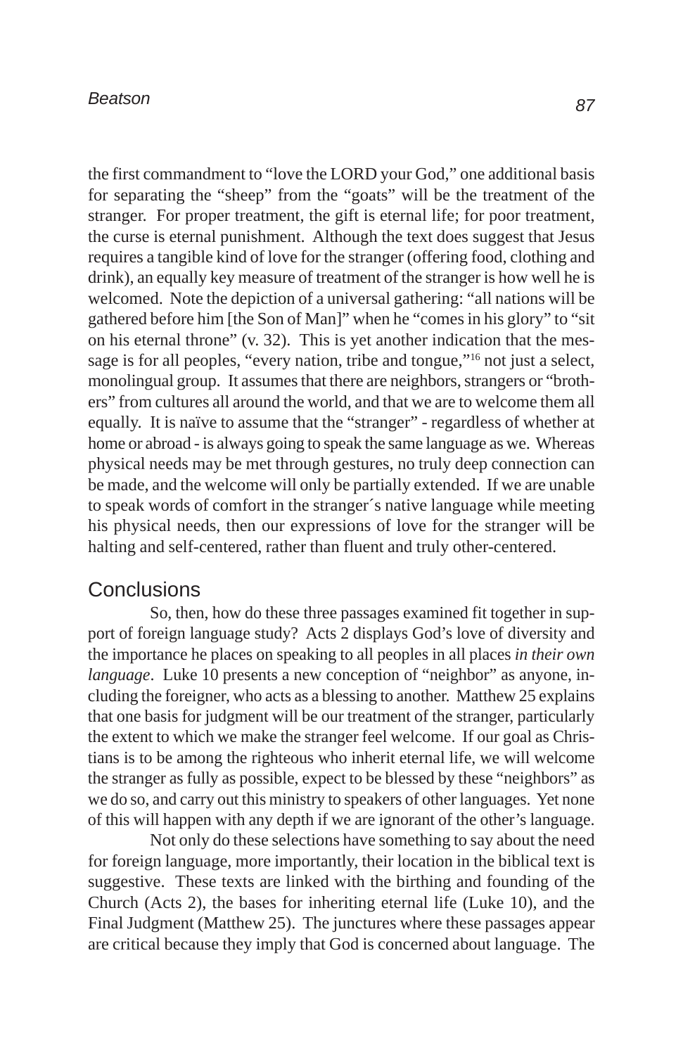the first commandment to "love the LORD your God," one additional basis for separating the "sheep" from the "goats" will be the treatment of the stranger. For proper treatment, the gift is eternal life; for poor treatment, the curse is eternal punishment. Although the text does suggest that Jesus requires a tangible kind of love for the stranger (offering food, clothing and drink), an equally key measure of treatment of the stranger is how well he is welcomed. Note the depiction of a universal gathering: "all nations will be gathered before him [the Son of Man]" when he "comes in his glory" to "sit on his eternal throne" (v. 32). This is yet another indication that the message is for all peoples, "every nation, tribe and tongue,"[16] not just a select, monolingual group. It assumes that there are neighbors, strangers or "brothers" from cultures all around the world, and that we are to welcome them all equally. It is naïve to assume that the "stranger" - regardless of whether at home or abroad - is always going to speak the same language as we. Whereas physical needs may be met through gestures, no truly deep connection can be made, and the welcome will only be partially extended. If we are unable to speak words of comfort in the stranger´s native language while meeting his physical needs, then our expressions of love for the stranger will be halting and self-centered, rather than fluent and truly other-centered.

## Conclusions

So, then, how do these three passages examined fit together in support of foreign language study? Acts 2 displays God's love of diversity and the importance he places on speaking to all peoples in all places *in their own language*. Luke 10 presents a new conception of "neighbor" as anyone, including the foreigner, who acts as a blessing to another. Matthew 25 explains that one basis for judgment will be our treatment of the stranger, particularly the extent to which we make the stranger feel welcome. If our goal as Christians is to be among the righteous who inherit eternal life, we will welcome the stranger as fully as possible, expect to be blessed by these "neighbors" as we do so, and carry out this ministry to speakers of other languages. Yet none of this will happen with any depth if we are ignorant of the other's language.

Not only do these selections have something to say about the need for foreign language, more importantly, their location in the biblical text is suggestive. These texts are linked with the birthing and founding of the Church (Acts 2), the bases for inheriting eternal life (Luke 10), and the Final Judgment (Matthew 25). The junctures where these passages appear are critical because they imply that God is concerned about language. The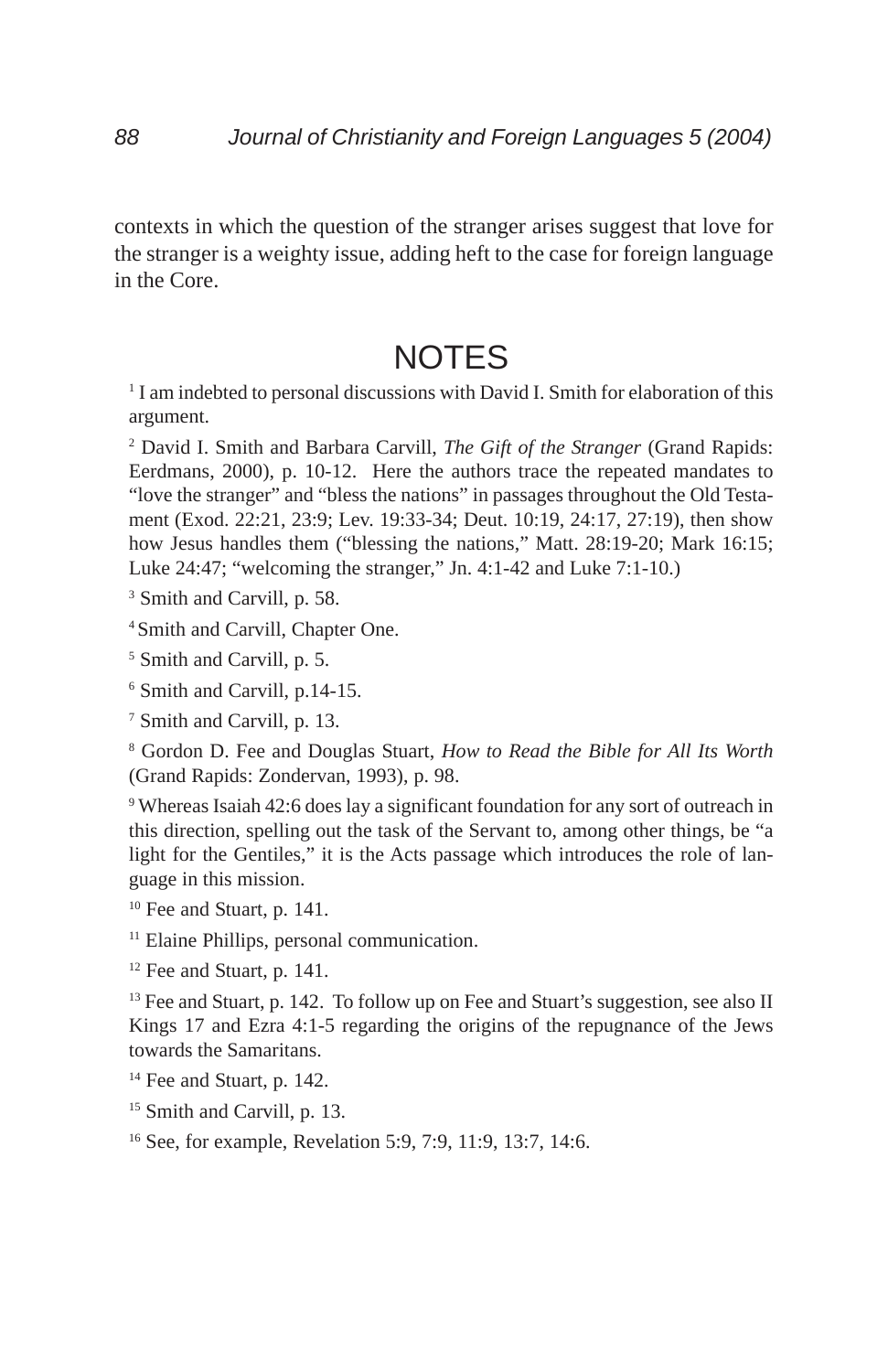contexts in which the question of the stranger arises suggest that love for the stranger is a weighty issue, adding heft to the case for foreign language in the Core.

## NOTES

[1] I am indebted to personal discussions with David I. Smith for elaboration of this argument.

[2] David I. Smith and Barbara Carvill, *The Gift of the Stranger* (Grand Rapids: Eerdmans, 2000), p. 10-12. Here the authors trace the repeated mandates to "love the stranger" and "bless the nations" in passages throughout the Old Testament (Exod. 22:21, 23:9; Lev. 19:33-34; Deut. 10:19, 24:17, 27:19), then show how Jesus handles them ("blessing the nations," Matt. 28:19-20; Mark 16:15; Luke 24:47; "welcoming the stranger," Jn. 4:1-42 and Luke 7:1-10.)

[3] Smith and Carvill, p. 58.

[4] Smith and Carvill, Chapter One.

[5] Smith and Carvill, p. 5.

[6] Smith and Carvill, p.14-15.

[7] Smith and Carvill, p. 13.

[8] Gordon D. Fee and Douglas Stuart, *How to Read the Bible for All Its Worth* (Grand Rapids: Zondervan, 1993), p. 98.

[9] Whereas Isaiah 42:6 does lay a significant foundation for any sort of outreach in this direction, spelling out the task of the Servant to, among other things, be "a light for the Gentiles," it is the Acts passage which introduces the role of language in this mission.

[10] Fee and Stuart, p. 141.

[11] Elaine Phillips, personal communication.

[12] Fee and Stuart, p. 141.

[13] Fee and Stuart, p. 142. To follow up on Fee and Stuart's suggestion, see also II Kings 17 and Ezra 4:1-5 regarding the origins of the repugnance of the Jews towards the Samaritans.

[14] Fee and Stuart, p. 142.

[15] Smith and Carvill, p. 13.

[16] See, for example, Revelation 5:9, 7:9, 11:9, 13:7, 14:6.